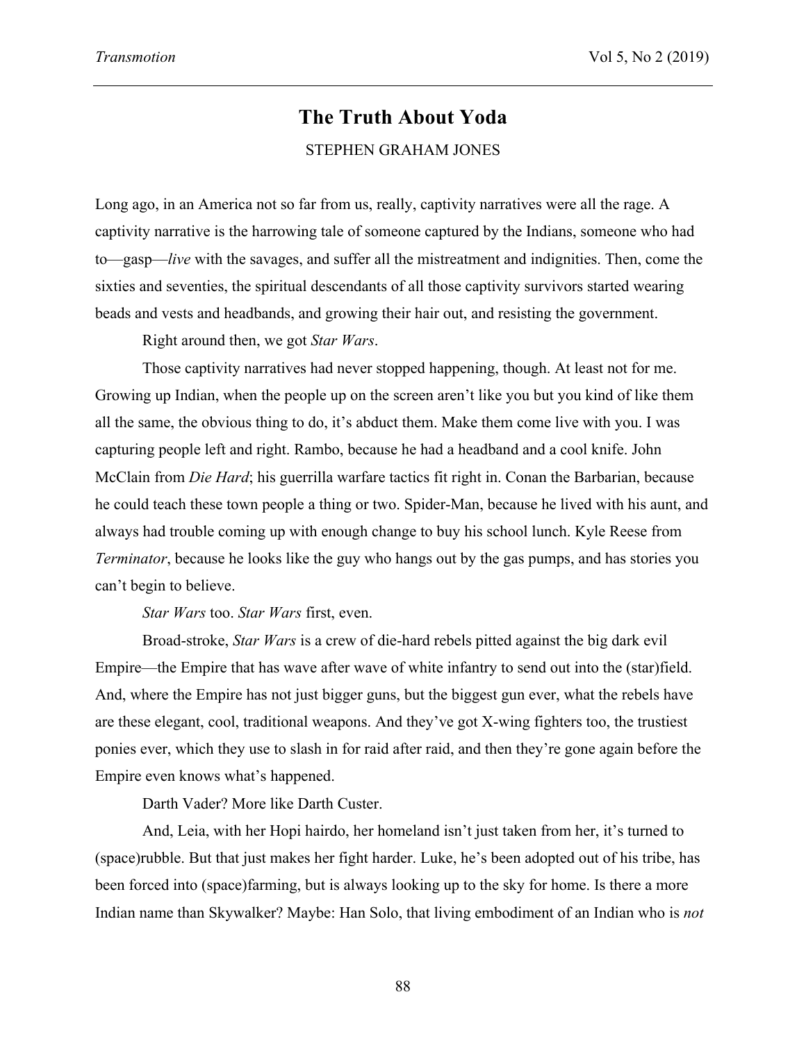# The Truth About Yoda

STEPHEN GRAHAM JONES

Long ago, in an America not so far from us, really, captivity narratives were all the rage. A captivity narrative is the harrowing tale of someone captured by the Indians, someone who had to—gasp—*live* with the savages, and suffer all the mistreatment and indignities. Then, come the sixties and seventies, the spiritual descendants of all those captivity survivors started wearing beads and vests and headbands, and growing their hair out, and resisting the government.

Right around then, we got *Star Wars*.

Those captivity narratives had never stopped happening, though. At least not for me. Growing up Indian, when the people up on the screen aren't like you but you kind of like them all the same, the obvious thing to do, it's abduct them. Make them come live with you. I was capturing people left and right. Rambo, because he had a headband and a cool knife. John McClain from *Die Hard*; his guerrilla warfare tactics fit right in. Conan the Barbarian, because he could teach these town people a thing or two. Spider-Man, because he lived with his aunt, and always had trouble coming up with enough change to buy his school lunch. Kyle Reese from *Terminator*, because he looks like the guy who hangs out by the gas pumps, and has stories you can't begin to believe.

*Star Wars* too. *Star Wars* first, even.

Broad-stroke, *Star Wars* is a crew of die-hard rebels pitted against the big dark evil Empire—the Empire that has wave after wave of white infantry to send out into the (star)field. And, where the Empire has not just bigger guns, but the biggest gun ever, what the rebels have are these elegant, cool, traditional weapons. And they've got X-wing fighters too, the trustiest ponies ever, which they use to slash in for raid after raid, and then they're gone again before the Empire even knows what's happened.

Darth Vader? More like Darth Custer.

And, Leia, with her Hopi hairdo, her homeland isn't just taken from her, it's turned to (space)rubble. But that just makes her fight harder. Luke, he's been adopted out of his tribe, has been forced into (space)farming, but is always looking up to the sky for home. Is there a more Indian name than Skywalker? Maybe: Han Solo, that living embodiment of an Indian who is *not*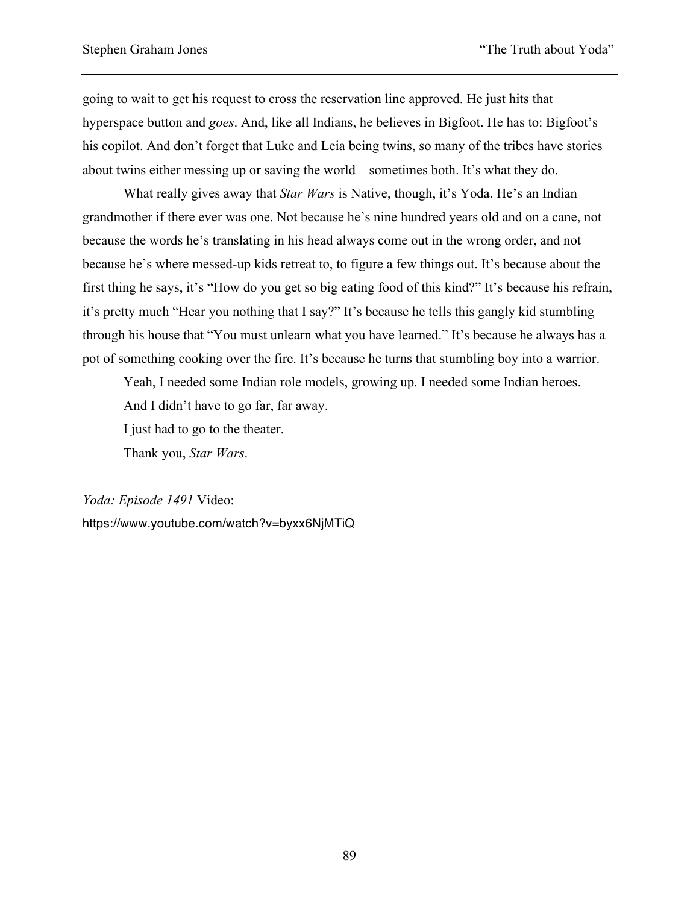going to wait to get his request to cross the reservation line approved. He just hits that hyperspace button and *goes*. And, like all Indians, he believes in Bigfoot. He has to: Bigfoot's his copilot. And don't forget that Luke and Leia being twins, so many of the tribes have stories about twins either messing up or saving the world—sometimes both. It's what they do.

What really gives away that *Star Wars* is Native, though, it's Yoda. He's an Indian grandmother if there ever was one. Not because he's nine hundred years old and on a cane, not because the words he's translating in his head always come out in the wrong order, and not because he's where messed-up kids retreat to, to figure a few things out. It's because about the first thing he says, it's "How do you get so big eating food of this kind?" It's because his refrain, it's pretty much "Hear you nothing that I say?" It's because he tells this gangly kid stumbling through his house that "You must unlearn what you have learned." It's because he always has a pot of something cooking over the fire. It's because he turns that stumbling boy into a warrior.

Yeah, I needed some Indian role models, growing up. I needed some Indian heroes.

And I didn't have to go far, far away.

I just had to go to the theater.

Thank you, *Star Wars*.

*Yoda: Episode 1491* Video:
https://www.youtube.com/watch?v=byxx6NjMTiQ